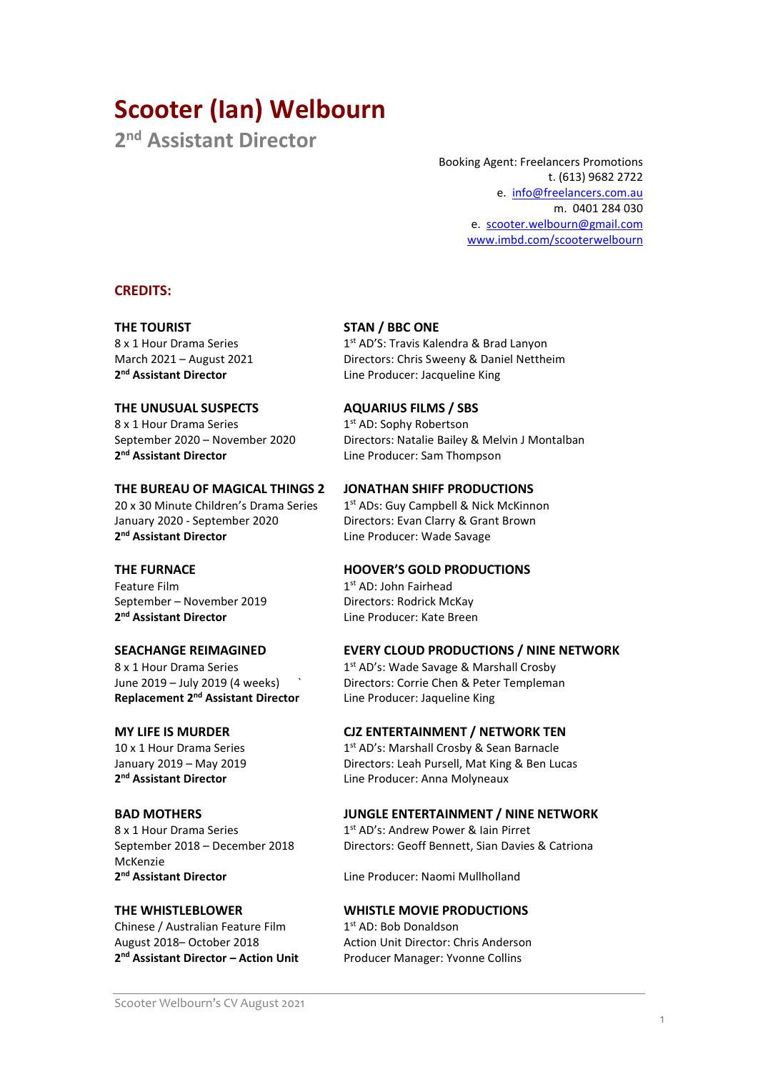# Scooter (Ian) Welbourn

## 2nd Assistant Director

Booking Agent: Freelancers Promotions
t. (613) 9682 2722
e. info@freelancers.com.au
m. 0401 284 030
e. scooter.welbourn@gmail.com
www.imbd.com/scooterwelbourn

### CREDITS:

**THE TOURIST**
8 x 1 Hour Drama Series
March 2021 – August 2021
**2nd Assistant Director**

**STAN / BBC ONE**
1st AD'S: Travis Kalendra & Brad Lanyon
Directors: Chris Sweeny & Daniel Nettheim
Line Producer: Jacqueline King

**THE UNUSUAL SUSPECTS**
8 x 1 Hour Drama Series
September 2020 – November 2020
**2nd Assistant Director**

**AQUARIUS FILMS / SBS**
1st AD: Sophy Robertson
Directors: Natalie Bailey & Melvin J Montalban
Line Producer: Sam Thompson

**THE BUREAU OF MAGICAL THINGS 2**
20 x 30 Minute Children's Drama Series
January 2020 - September 2020
**2nd Assistant Director**

**JONATHAN SHIFF PRODUCTIONS**
1st ADs: Guy Campbell & Nick McKinnon
Directors: Evan Clarry & Grant Brown
Line Producer: Wade Savage

**THE FURNACE**
Feature Film
September – November 2019
**2nd Assistant Director**

**HOOVER'S GOLD PRODUCTIONS**
1st AD: John Fairhead
Directors: Rodrick McKay
Line Producer: Kate Breen

**SEACHANGE REIMAGINED**
8 x 1 Hour Drama Series
June 2019 – July 2019 (4 weeks)
**Replacement 2nd Assistant Director**

**EVERY CLOUD PRODUCTIONS / NINE NETWORK**
1st AD's: Wade Savage & Marshall Crosby
Directors: Corrie Chen & Peter Templeman
Line Producer: Jaqueline King

**MY LIFE IS MURDER**
10 x 1 Hour Drama Series
January 2019 – May 2019
**2nd Assistant Director**

**CJZ ENTERTAINMENT / NETWORK TEN**
1st AD's: Marshall Crosby & Sean Barnacle
Directors: Leah Pursell, Mat King & Ben Lucas
Line Producer: Anna Molyneaux

**BAD MOTHERS**
8 x 1 Hour Drama Series
September 2018 – December 2018
**2nd Assistant Director**

**JUNGLE ENTERTAINMENT / NINE NETWORK**
1st AD's: Andrew Power & Iain Pirret
Directors: Geoff Bennett, Sian Davies & Catriona McKenzie
Line Producer: Naomi Mullholland

**THE WHISTLEBLOWER**
Chinese / Australian Feature Film
August 2018– October 2018
**2nd Assistant Director – Action Unit**

**WHISTLE MOVIE PRODUCTIONS**
1st AD: Bob Donaldson
Action Unit Director: Chris Anderson
Producer Manager: Yvonne Collins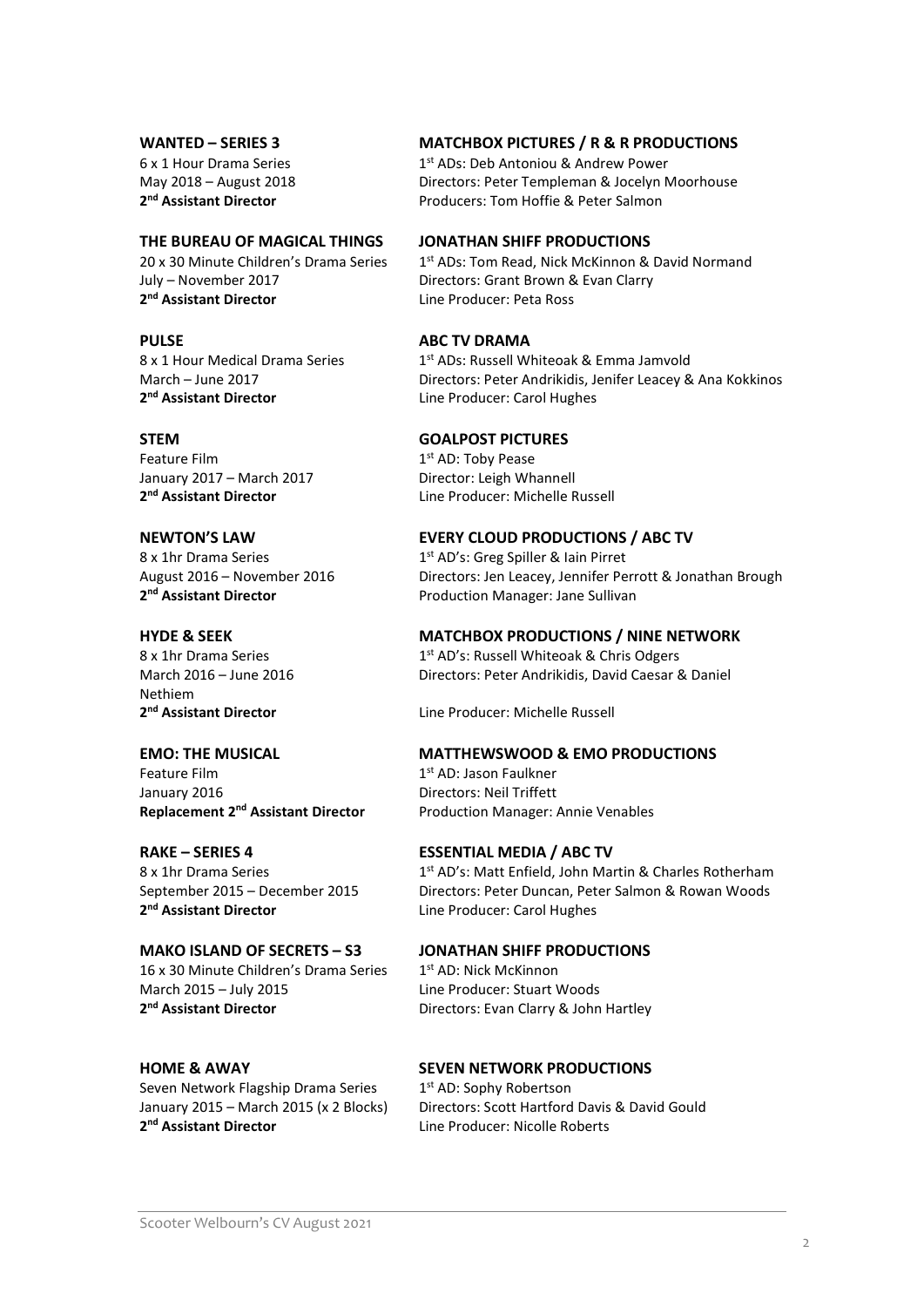**WANTED – SERIES 3**
6 x 1 Hour Drama Series
May 2018 – August 2018
**2nd Assistant Director**

**MATCHBOX PICTURES / R & R PRODUCTIONS**
1st ADs: Deb Antoniou & Andrew Power
Directors: Peter Templeman & Jocelyn Moorhouse
Producers: Tom Hoffie & Peter Salmon

**THE BUREAU OF MAGICAL THINGS**
20 x 30 Minute Children's Drama Series
July – November 2017
**2nd Assistant Director**

**JONATHAN SHIFF PRODUCTIONS**
1st ADs: Tom Read, Nick McKinnon & David Normand
Directors: Grant Brown & Evan Clarry
Line Producer: Peta Ross

**PULSE**
8 x 1 Hour Medical Drama Series
March – June 2017
**2nd Assistant Director**

**ABC TV DRAMA**
1st ADs: Russell Whiteoak & Emma Jamvold
Directors: Peter Andrikidis, Jenifer Leacey & Ana Kokkinos
Line Producer: Carol Hughes

**STEM**
Feature Film
January 2017 – March 2017
**2nd Assistant Director**

**GOALPOST PICTURES**
1st AD: Toby Pease
Director: Leigh Whannell
Line Producer: Michelle Russell

**NEWTON'S LAW**
8 x 1hr Drama Series
August 2016 – November 2016
**2nd Assistant Director**

**EVERY CLOUD PRODUCTIONS / ABC TV**
1st AD's: Greg Spiller & Iain Pirret
Directors: Jen Leacey, Jennifer Perrott & Jonathan Brough
Production Manager: Jane Sullivan

**HYDE & SEEK**
8 x 1hr Drama Series
March 2016 – June 2016
**2nd Assistant Director**

**MATCHBOX PRODUCTIONS / NINE NETWORK**
1st AD's: Russell Whiteoak & Chris Odgers
Directors: Peter Andrikidis, David Caesar & Daniel Nethiem
Line Producer: Michelle Russell

**EMO: THE MUSICAL**
Feature Film
January 2016
**Replacement 2nd Assistant Director**

**MATTHEWSWOOD & EMO PRODUCTIONS**
1st AD: Jason Faulkner
Directors: Neil Triffett
Production Manager: Annie Venables

**RAKE – SERIES 4**
8 x 1hr Drama Series
September 2015 – December 2015
**2nd Assistant Director**

**ESSENTIAL MEDIA / ABC TV**
1st AD's: Matt Enfield, John Martin & Charles Rotherham
Directors: Peter Duncan, Peter Salmon & Rowan Woods
Line Producer: Carol Hughes

**MAKO ISLAND OF SECRETS – S3**
16 x 30 Minute Children's Drama Series
March 2015 – July 2015
**2nd Assistant Director**

**JONATHAN SHIFF PRODUCTIONS**
1st AD: Nick McKinnon
Line Producer: Stuart Woods
Directors: Evan Clarry & John Hartley

**HOME & AWAY**
Seven Network Flagship Drama Series
January 2015 – March 2015 (x 2 Blocks)
**2nd Assistant Director**

**SEVEN NETWORK PRODUCTIONS**
1st AD: Sophy Robertson
Directors: Scott Hartford Davis & David Gould
Line Producer: Nicolle Roberts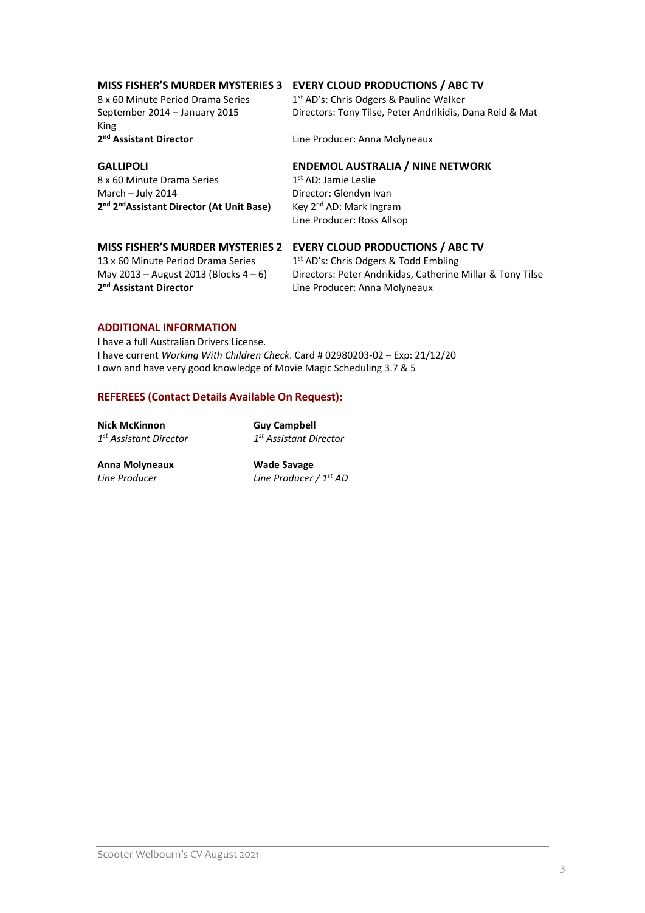**MISS FISHER'S MURDER MYSTERIES 3** **EVERY CLOUD PRODUCTIONS / ABC TV**
8 x 60 Minute Period Drama Series
September 2014 – January 2015
**2nd Assistant Director**

1st AD's: Chris Odgers & Pauline Walker
Directors: Tony Tilse, Peter Andrikidis, Dana Reid & Mat King
Line Producer: Anna Molyneaux

**GALLIPOLI** **ENDEMOL AUSTRALIA / NINE NETWORK**
8 x 60 Minute Drama Series
March – July 2014
**2nd 2ndAssistant Director (At Unit Base)**

1st AD: Jamie Leslie
Director: Glendyn Ivan
Key 2nd AD: Mark Ingram
Line Producer: Ross Allsop

**MISS FISHER'S MURDER MYSTERIES 2** **EVERY CLOUD PRODUCTIONS / ABC TV**
13 x 60 Minute Period Drama Series
May 2013 – August 2013 (Blocks 4 – 6)
**2nd Assistant Director**

1st AD's: Chris Odgers & Todd Embling
Directors: Peter Andrikidas, Catherine Millar & Tony Tilse
Line Producer: Anna Molyneaux

## ADDITIONAL INFORMATION

I have a full Australian Drivers License.
I have current *Working With Children Check*. Card # 02980203-02 – Exp: 21/12/20
I own and have very good knowledge of Movie Magic Scheduling 3.7 & 5

## REFEREES (Contact Details Available On Request):

**Nick McKinnon**
*1st Assistant Director*

**Guy Campbell**
*1st Assistant Director*

**Anna Molyneaux**
*Line Producer*

**Wade Savage**
*Line Producer / 1st AD*